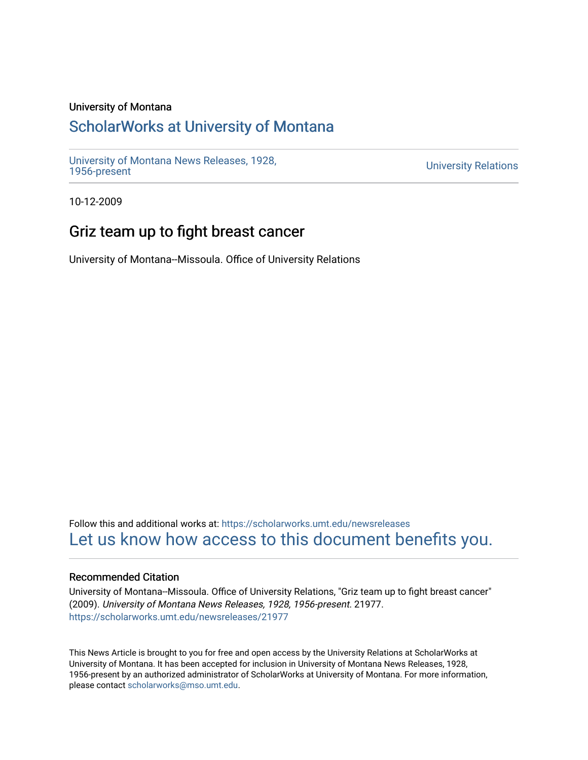University of Montana

# ScholarWorks at University of Montana

University of Montana News Releases, 1928, 1956-present

University Relations

10-12-2009

## Griz team up to fight breast cancer

University of Montana--Missoula. Office of University Relations

Follow this and additional works at: https://scholarworks.umt.edu/newsreleases

Let us know how access to this document benefits you.

### Recommended Citation

University of Montana--Missoula. Office of University Relations, "Griz team up to fight breast cancer" (2009). *University of Montana News Releases, 1928, 1956-present*. 21977.
https://scholarworks.umt.edu/newsreleases/21977

This News Article is brought to you for free and open access by the University Relations at ScholarWorks at University of Montana. It has been accepted for inclusion in University of Montana News Releases, 1928, 1956-present by an authorized administrator of ScholarWorks at University of Montana. For more information, please contact scholarworks@mso.umt.edu.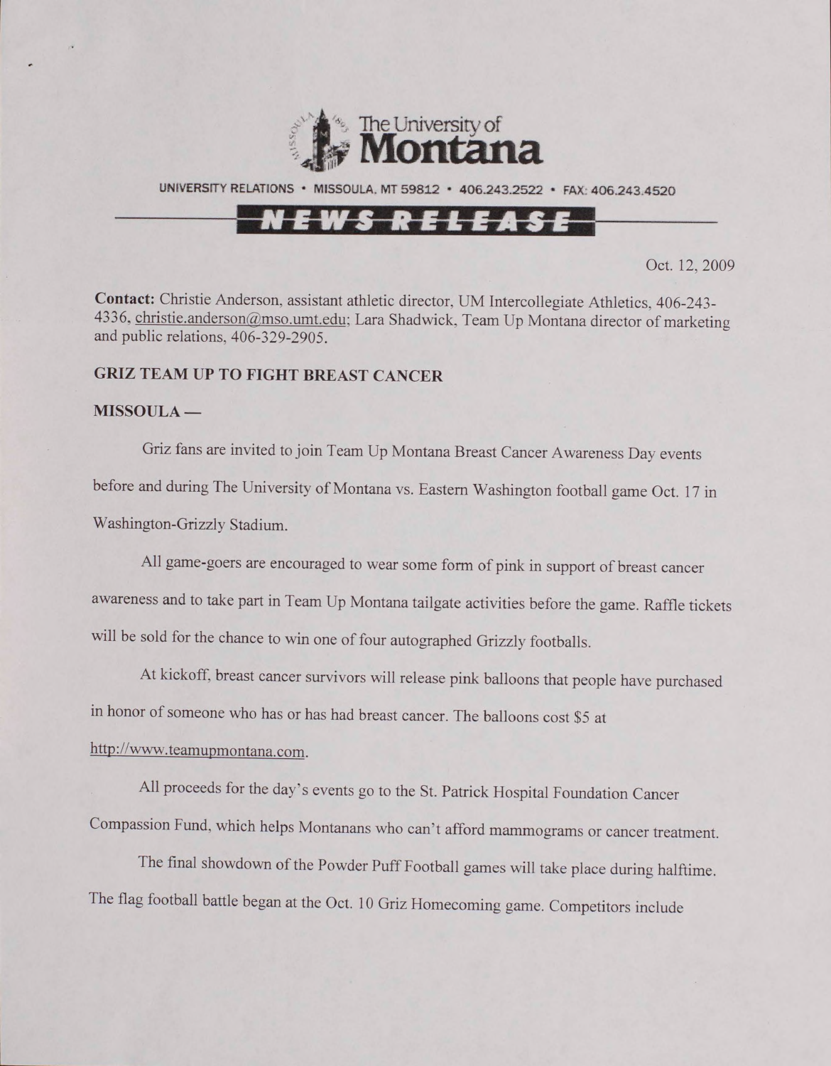The University of Montana

UNIVERSITY RELATIONS • MISSOULA, MT 59812 • 406.243.2522 • FAX: 406.243.4520

NEWS RELEASE

Oct. 12, 2009

**Contact:** Christie Anderson, assistant athletic director, UM Intercollegiate Athletics, 406-243-4336, christie.anderson@mso.umt.edu; Lara Shadwick, Team Up Montana director of marketing and public relations, 406-329-2905.

**GRIZ TEAM UP TO FIGHT BREAST CANCER**

**MISSOULA —**

Griz fans are invited to join Team Up Montana Breast Cancer Awareness Day events before and during The University of Montana vs. Eastern Washington football game Oct. 17 in Washington-Grizzly Stadium.

All game-goers are encouraged to wear some form of pink in support of breast cancer awareness and to take part in Team Up Montana tailgate activities before the game. Raffle tickets will be sold for the chance to win one of four autographed Grizzly footballs.

At kickoff, breast cancer survivors will release pink balloons that people have purchased in honor of someone who has or has had breast cancer. The balloons cost $5 at http://www.teamupmontana.com.

All proceeds for the day's events go to the St. Patrick Hospital Foundation Cancer Compassion Fund, which helps Montanans who can't afford mammograms or cancer treatment.

The final showdown of the Powder Puff Football games will take place during halftime. The flag football battle began at the Oct. 10 Griz Homecoming game. Competitors include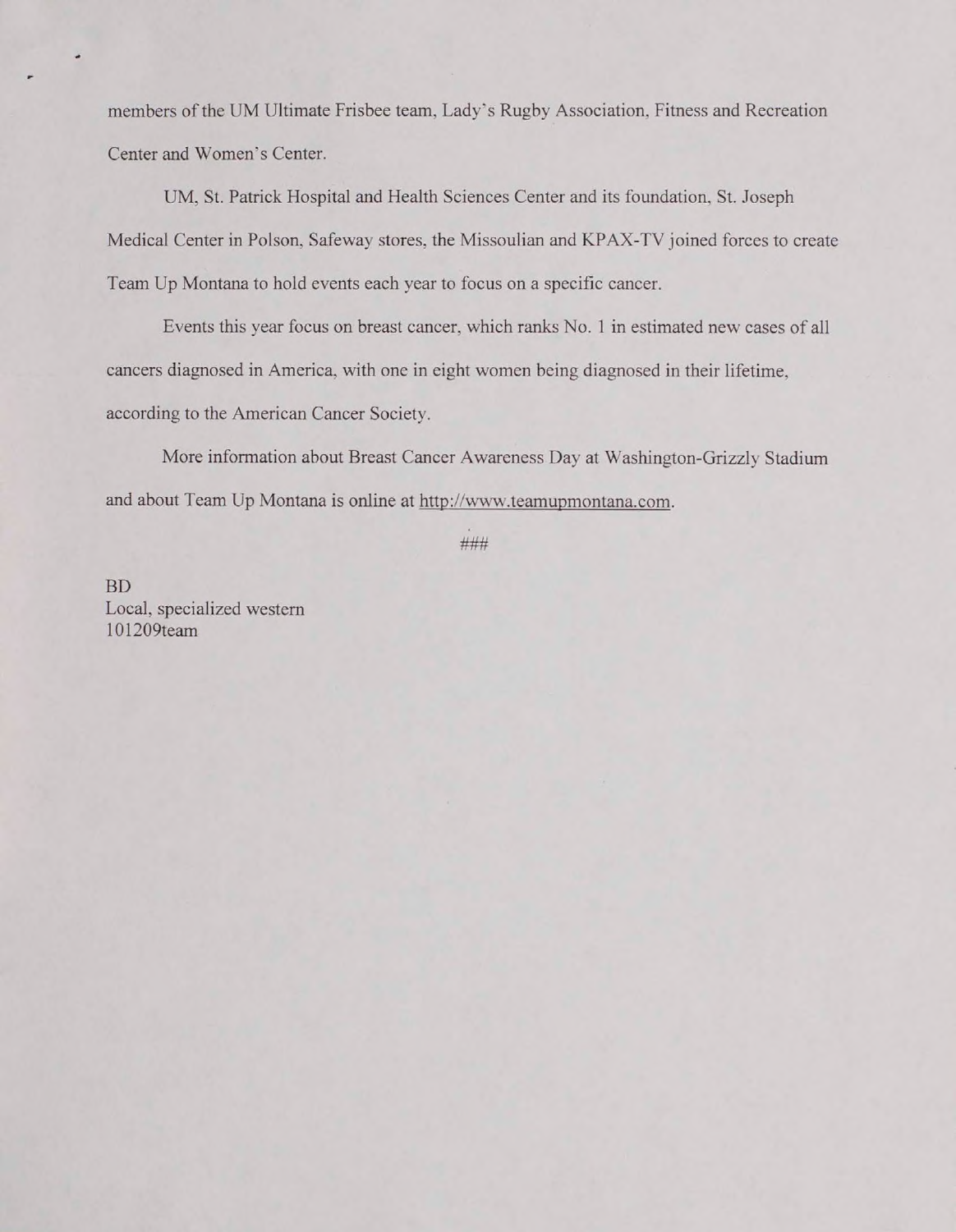members of the UM Ultimate Frisbee team, Lady's Rugby Association, Fitness and Recreation Center and Women's Center.

UM, St. Patrick Hospital and Health Sciences Center and its foundation, St. Joseph Medical Center in Polson, Safeway stores, the Missoulian and KPAX-TV joined forces to create Team Up Montana to hold events each year to focus on a specific cancer.

Events this year focus on breast cancer, which ranks No. 1 in estimated new cases of all cancers diagnosed in America, with one in eight women being diagnosed in their lifetime, according to the American Cancer Society.

More information about Breast Cancer Awareness Day at Washington-Grizzly Stadium and about Team Up Montana is online at http://www.teamupmontana.com.

###

BD
Local, specialized western
101209team